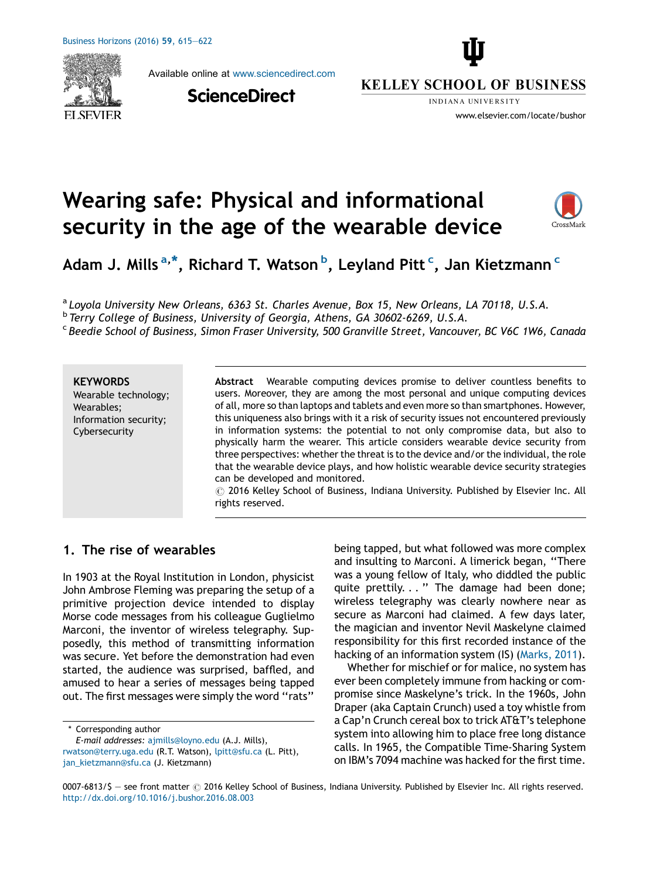# Wearing safe: Physical and informational security in the age of the wearable device

Adam J. Mills [a,*], Richard T. Watson [b], Leyland Pitt [c], Jan Kietzmann [c]

[a] *Loyola University New Orleans, 6363 St. Charles Avenue, Box 15, New Orleans, LA 70118, U.S.A.*
[b] *Terry College of Business, University of Georgia, Athens, GA 30602-6269, U.S.A.*
[c] *Beedie School of Business, Simon Fraser University, 500 Granville Street, Vancouver, BC V6C 1W6, Canada*

**KEYWORDS**
Wearable technology;
Wearables;
Information security;
Cybersecurity

**Abstract** Wearable computing devices promise to deliver countless benefits to users. Moreover, they are among the most personal and unique computing devices of all, more so than laptops and tablets and even more so than smartphones. However, this uniqueness also brings with it a risk of security issues not encountered previously in information systems: the potential to not only compromise data, but also to physically harm the wearer. This article considers wearable device security from three perspectives: whether the threat is to the device and/or the individual, the role that the wearable device plays, and how holistic wearable device security strategies can be developed and monitored.
© 2016 Kelley School of Business, Indiana University. Published by Elsevier Inc. All rights reserved.

## 1. The rise of wearables

In 1903 at the Royal Institution in London, physicist John Ambrose Fleming was preparing the setup of a primitive projection device intended to display Morse code messages from his colleague Guglielmo Marconi, the inventor of wireless telegraphy. Supposedly, this method of transmitting information was secure. Yet before the demonstration had even started, the audience was surprised, baffled, and amused to hear a series of messages being tapped out. The first messages were simply the word "rats" being tapped, but what followed was more complex and insulting to Marconi. A limerick began, "There was a young fellow of Italy, who diddled the public quite prettily. . . " The damage had been done; wireless telegraphy was clearly nowhere near as secure as Marconi had claimed. A few days later, the magician and inventor Nevil Maskelyne claimed responsibility for this first recorded instance of the hacking of an information system (IS) (Marks, 2011).

Whether for mischief or for malice, no system has ever been completely immune from hacking or compromise since Maskelyne's trick. In the 1960s, John Draper (aka Captain Crunch) used a toy whistle from a Cap'n Crunch cereal box to trick AT&T's telephone system into allowing him to place free long distance calls. In 1965, the Compatible Time-Sharing System on IBM's 7094 machine was hacked for the first time.

\* Corresponding author
*E-mail addresses:* ajmills@loyno.edu (A.J. Mills), rwatson@terry.uga.edu (R.T. Watson), lpitt@sfu.ca (L. Pitt), jan_kietzmann@sfu.ca (J. Kietzmann)

0007-6813/$ — see front matter © 2016 Kelley School of Business, Indiana University. Published by Elsevier Inc. All rights reserved.
http://dx.doi.org/10.1016/j.bushor.2016.08.003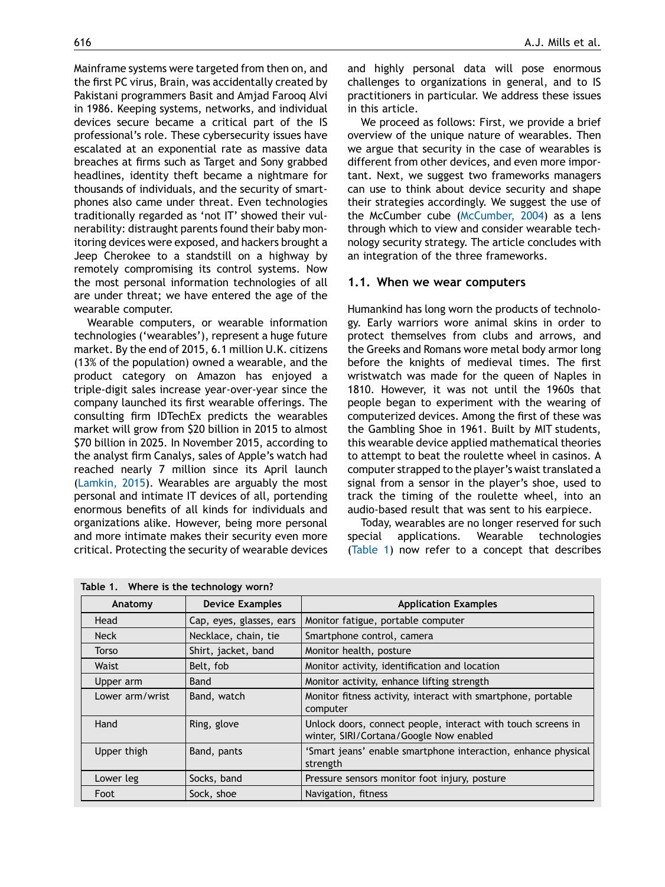Mainframe systems were targeted from then on, and the first PC virus, Brain, was accidentally created by Pakistani programmers Basit and Amjad Farooq Alvi in 1986. Keeping systems, networks, and individual devices secure became a critical part of the IS professional's role. These cybersecurity issues have escalated at an exponential rate as massive data breaches at firms such as Target and Sony grabbed headlines, identity theft became a nightmare for thousands of individuals, and the security of smartphones also came under threat. Even technologies traditionally regarded as 'not IT' showed their vulnerability: distraught parents found their baby monitoring devices were exposed, and hackers brought a Jeep Cherokee to a standstill on a highway by remotely compromising its control systems. Now the most personal information technologies of all are under threat; we have entered the age of the wearable computer.

Wearable computers, or wearable information technologies ('wearables'), represent a huge future market. By the end of 2015, 6.1 million U.K. citizens (13% of the population) owned a wearable, and the product category on Amazon has enjoyed a triple-digit sales increase year-over-year since the company launched its first wearable offerings. The consulting firm IDTechEx predicts the wearables market will grow from $20 billion in 2015 to almost $70 billion in 2025. In November 2015, according to the analyst firm Canalys, sales of Apple's watch had reached nearly 7 million since its April launch (Lamkin, 2015). Wearables are arguably the most personal and intimate IT devices of all, portending enormous benefits of all kinds for individuals and organizations alike. However, being more personal and more intimate makes their security even more critical. Protecting the security of wearable devices and highly personal data will pose enormous challenges to organizations in general, and to IS practitioners in particular. We address these issues in this article.

We proceed as follows: First, we provide a brief overview of the unique nature of wearables. Then we argue that security in the case of wearables is different from other devices, and even more important. Next, we suggest two frameworks managers can use to think about device security and shape their strategies accordingly. We suggest the use of the McCumber cube (McCumber, 2004) as a lens through which to view and consider wearable technology security strategy. The article concludes with an integration of the three frameworks.

### 1.1. When we wear computers

Humankind has long worn the products of technology. Early warriors wore animal skins in order to protect themselves from clubs and arrows, and the Greeks and Romans wore metal body armor long before the knights of medieval times. The first wristwatch was made for the queen of Naples in 1810. However, it was not until the 1960s that people began to experiment with the wearing of computerized devices. Among the first of these was the Gambling Shoe in 1961. Built by MIT students, this wearable device applied mathematical theories to attempt to beat the roulette wheel in casinos. A computer strapped to the player's waist translated a signal from a sensor in the player's shoe, used to track the timing of the roulette wheel, into an audio-based result that was sent to his earpiece.

Today, wearables are no longer reserved for such special applications. Wearable technologies (Table 1) now refer to a concept that describes

**Table 1. Where is the technology worn?**

| Anatomy | Device Examples | Application Examples |
|---|---|---|
| Head | Cap, eyes, glasses, ears | Monitor fatigue, portable computer |
| Neck | Necklace, chain, tie | Smartphone control, camera |
| Torso | Shirt, jacket, band | Monitor health, posture |
| Waist | Belt, fob | Monitor activity, identification and location |
| Upper arm | Band | Monitor activity, enhance lifting strength |
| Lower arm/wrist | Band, watch | Monitor fitness activity, interact with smartphone, portable computer |
| Hand | Ring, glove | Unlock doors, connect people, interact with touch screens in winter, SIRI/Cortana/Google Now enabled |
| Upper thigh | Band, pants | 'Smart jeans' enable smartphone interaction, enhance physical strength |
| Lower leg | Socks, band | Pressure sensors monitor foot injury, posture |
| Foot | Sock, shoe | Navigation, fitness |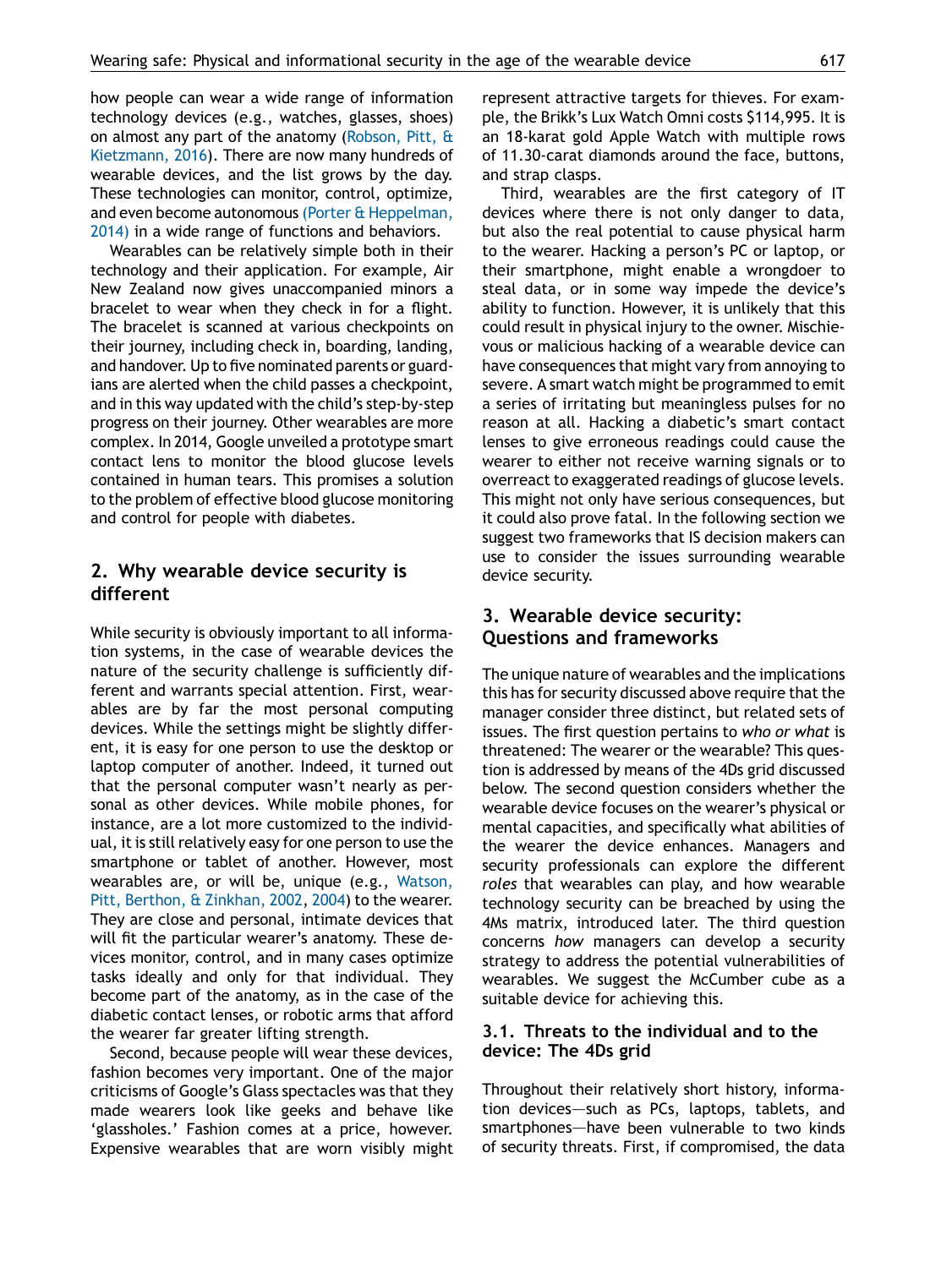how people can wear a wide range of information technology devices (e.g., watches, glasses, shoes) on almost any part of the anatomy (Robson, Pitt, & Kietzmann, 2016). There are now many hundreds of wearable devices, and the list grows by the day. These technologies can monitor, control, optimize, and even become autonomous (Porter & Heppelman, 2014) in a wide range of functions and behaviors.

Wearables can be relatively simple both in their technology and their application. For example, Air New Zealand now gives unaccompanied minors a bracelet to wear when they check in for a flight. The bracelet is scanned at various checkpoints on their journey, including check in, boarding, landing, and handover. Up to five nominated parents or guardians are alerted when the child passes a checkpoint, and in this way updated with the child's step-by-step progress on their journey. Other wearables are more complex. In 2014, Google unveiled a prototype smart contact lens to monitor the blood glucose levels contained in human tears. This promises a solution to the problem of effective blood glucose monitoring and control for people with diabetes.

## 2. Why wearable device security is different

While security is obviously important to all information systems, in the case of wearable devices the nature of the security challenge is sufficiently different and warrants special attention. First, wearables are by far the most personal computing devices. While the settings might be slightly different, it is easy for one person to use the desktop or laptop computer of another. Indeed, it turned out that the personal computer wasn't nearly as personal as other devices. While mobile phones, for instance, are a lot more customized to the individual, it is still relatively easy for one person to use the smartphone or tablet of another. However, most wearables are, or will be, unique (e.g., Watson, Pitt, Berthon, & Zinkhan, 2002, 2004) to the wearer. They are close and personal, intimate devices that will fit the particular wearer's anatomy. These devices monitor, control, and in many cases optimize tasks ideally and only for that individual. They become part of the anatomy, as in the case of the diabetic contact lenses, or robotic arms that afford the wearer far greater lifting strength.

Second, because people will wear these devices, fashion becomes very important. One of the major criticisms of Google's Glass spectacles was that they made wearers look like geeks and behave like 'glassholes.' Fashion comes at a price, however. Expensive wearables that are worn visibly might represent attractive targets for thieves. For example, the Brikk's Lux Watch Omni costs $114,995. It is an 18-karat gold Apple Watch with multiple rows of 11.30-carat diamonds around the face, buttons, and strap clasps.

Third, wearables are the first category of IT devices where there is not only danger to data, but also the real potential to cause physical harm to the wearer. Hacking a person's PC or laptop, or their smartphone, might enable a wrongdoer to steal data, or in some way impede the device's ability to function. However, it is unlikely that this could result in physical injury to the owner. Mischievous or malicious hacking of a wearable device can have consequences that might vary from annoying to severe. A smart watch might be programmed to emit a series of irritating but meaningless pulses for no reason at all. Hacking a diabetic's smart contact lenses to give erroneous readings could cause the wearer to either not receive warning signals or to overreact to exaggerated readings of glucose levels. This might not only have serious consequences, but it could also prove fatal. In the following section we suggest two frameworks that IS decision makers can use to consider the issues surrounding wearable device security.

## 3. Wearable device security: Questions and frameworks

The unique nature of wearables and the implications this has for security discussed above require that the manager consider three distinct, but related sets of issues. The first question pertains to *who or what* is threatened: The wearer or the wearable? This question is addressed by means of the 4Ds grid discussed below. The second question considers whether the wearable device focuses on the wearer's physical or mental capacities, and specifically what abilities of the wearer the device enhances. Managers and security professionals can explore the different *roles* that wearables can play, and how wearable technology security can be breached by using the 4Ms matrix, introduced later. The third question concerns *how* managers can develop a security strategy to address the potential vulnerabilities of wearables. We suggest the McCumber cube as a suitable device for achieving this.

### 3.1. Threats to the individual and to the device: The 4Ds grid

Throughout their relatively short history, information devices—such as PCs, laptops, tablets, and smartphones—have been vulnerable to two kinds of security threats. First, if compromised, the data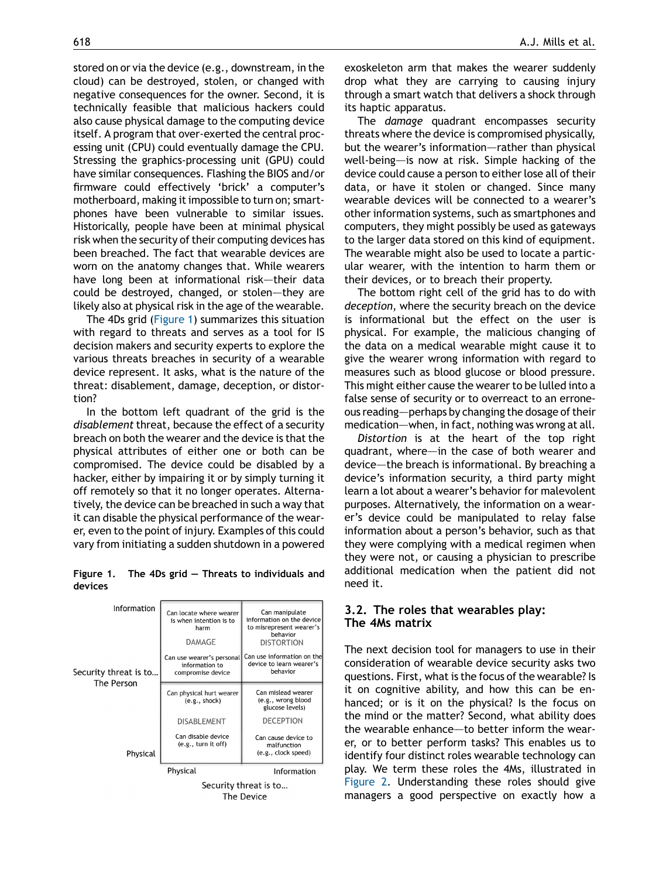stored on or via the device (e.g., downstream, in the cloud) can be destroyed, stolen, or changed with negative consequences for the owner. Second, it is technically feasible that malicious hackers could also cause physical damage to the computing device itself. A program that over-exerted the central processing unit (CPU) could eventually damage the CPU. Stressing the graphics-processing unit (GPU) could have similar consequences. Flashing the BIOS and/or firmware could effectively 'brick' a computer's motherboard, making it impossible to turn on; smartphones have been vulnerable to similar issues. Historically, people have been at minimal physical risk when the security of their computing devices has been breached. The fact that wearable devices are worn on the anatomy changes that. While wearers have long been at informational risk—their data could be destroyed, changed, or stolen—they are likely also at physical risk in the age of the wearable.

The 4Ds grid (Figure 1) summarizes this situation with regard to threats and serves as a tool for IS decision makers and security experts to explore the various threats breaches in security of a wearable device represent. It asks, what is the nature of the threat: disablement, damage, deception, or distortion?

In the bottom left quadrant of the grid is the *disablement* threat, because the effect of a security breach on both the wearer and the device is that the physical attributes of either one or both can be compromised. The device could be disabled by a hacker, either by impairing it or by simply turning it off remotely so that it no longer operates. Alternatively, the device can be breached in such a way that it can disable the physical performance of the wearer, even to the point of injury. Examples of this could vary from initiating a sudden shutdown in a powered exoskeleton arm that makes the wearer suddenly drop what they are carrying to causing injury through a smart watch that delivers a shock through its haptic apparatus.

**Figure 1. The 4Ds grid — Threats to individuals and devices**

| Security threat is to… The Person | | |
| --- | --- | --- |
| Information | Can locate where wearer is when intention is to harm<br>DAMAGE<br>Can use wearer's personal information to compromise device | Can manipulate information on the device to misrepresent wearer's behavior<br>DISTORTION<br>Can use information on the device to learn wearer's behavior |
| Physical | Can physical hurt wearer (e.g., shock)<br>DISABLEMENT<br>Can disable device (e.g., turn it off) | Can mislead wearer (e.g., wrong blood glucose levels)<br>DECEPTION<br>Can cause device to malfunction (e.g., clock speed) |
| | Physical | Information |

Security threat is to… The Device

The *damage* quadrant encompasses security threats where the device is compromised physically, but the wearer's information—rather than physical well-being—is now at risk. Simple hacking of the device could cause a person to either lose all of their data, or have it stolen or changed. Since many wearable devices will be connected to a wearer's other information systems, such as smartphones and computers, they might possibly be used as gateways to the larger data stored on this kind of equipment. The wearable might also be used to locate a particular wearer, with the intention to harm them or their devices, or to breach their property.

The bottom right cell of the grid has to do with *deception*, where the security breach on the device is informational but the effect on the user is physical. For example, the malicious changing of the data on a medical wearable might cause it to give the wearer wrong information with regard to measures such as blood glucose or blood pressure. This might either cause the wearer to be lulled into a false sense of security or to overreact to an erroneous reading—perhaps by changing the dosage of their medication—when, in fact, nothing was wrong at all.

*Distortion* is at the heart of the top right quadrant, where—in the case of both wearer and device—the breach is informational. By breaching a device's information security, a third party might learn a lot about a wearer's behavior for malevolent purposes. Alternatively, the information on a wearer's device could be manipulated to relay false information about a person's behavior, such as that they were complying with a medical regimen when they were not, or causing a physician to prescribe additional medication when the patient did not need it.

## 3.2. The roles that wearables play: The 4Ms matrix

The next decision tool for managers to use in their consideration of wearable device security asks two questions. First, what is the focus of the wearable? Is it on cognitive ability, and how this can be enhanced; or is it on the physical? Is the focus on the mind or the matter? Second, what ability does the wearable enhance—to better inform the wearer, or to better perform tasks? This enables us to identify four distinct roles wearable technology can play. We term these roles the 4Ms, illustrated in Figure 2. Understanding these roles should give managers a good perspective on exactly how a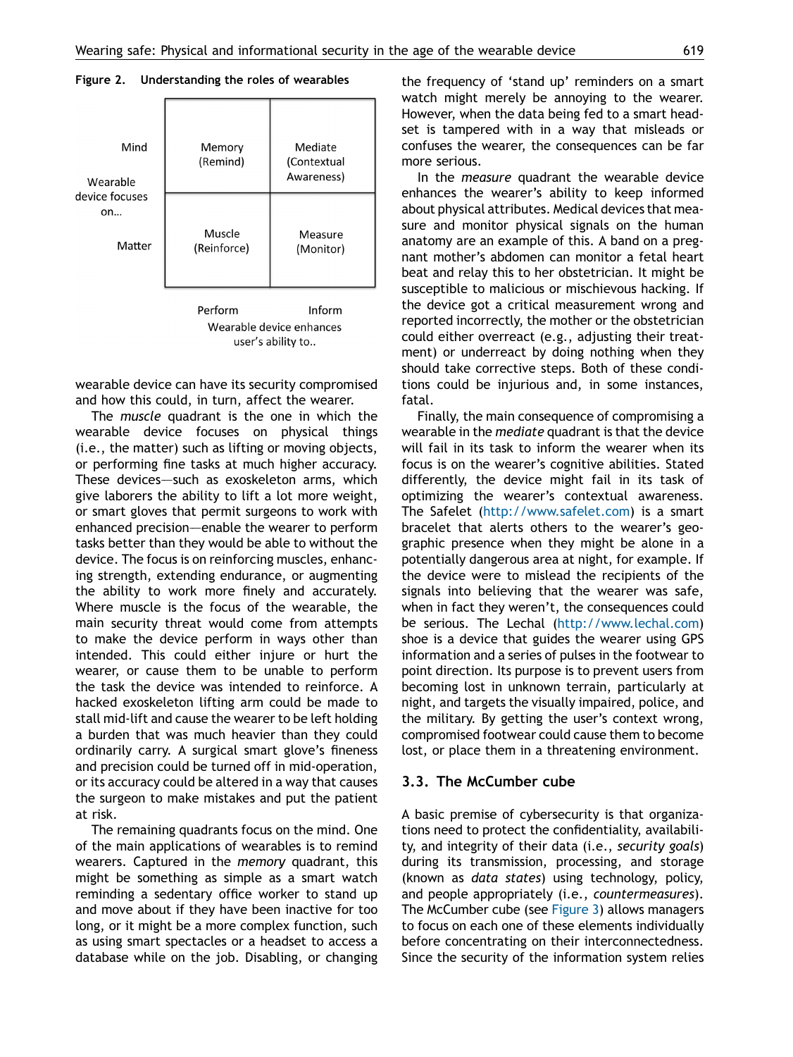**Figure 2. Understanding the roles of wearables**

Mind

Wearable device focuses on...

Matter

Memory (Remind)

Mediate (Contextual Awareness)

Muscle (Reinforce)

Measure (Monitor)

Perform

Inform

Wearable device enhances user's ability to..

wearable device can have its security compromised and how this could, in turn, affect the wearer.

The *muscle* quadrant is the one in which the wearable device focuses on physical things (i.e., the matter) such as lifting or moving objects, or performing fine tasks at much higher accuracy. These devices—such as exoskeleton arms, which give laborers the ability to lift a lot more weight, or smart gloves that permit surgeons to work with enhanced precision—enable the wearer to perform tasks better than they would be able to without the device. The focus is on reinforcing muscles, enhancing strength, extending endurance, or augmenting the ability to work more finely and accurately. Where muscle is the focus of the wearable, the main security threat would come from attempts to make the device perform in ways other than intended. This could either injure or hurt the wearer, or cause them to be unable to perform the task the device was intended to reinforce. A hacked exoskeleton lifting arm could be made to stall mid-lift and cause the wearer to be left holding a burden that was much heavier than they could ordinarily carry. A surgical smart glove's fineness and precision could be turned off in mid-operation, or its accuracy could be altered in a way that causes the surgeon to make mistakes and put the patient at risk.

The remaining quadrants focus on the mind. One of the main applications of wearables is to remind wearers. Captured in the *memory* quadrant, this might be something as simple as a smart watch reminding a sedentary office worker to stand up and move about if they have been inactive for too long, or it might be a more complex function, such as using smart spectacles or a headset to access a database while on the job. Disabling, or changing the frequency of 'stand up' reminders on a smart watch might merely be annoying to the wearer. However, when the data being fed to a smart headset is tampered with in a way that misleads or confuses the wearer, the consequences can be far more serious.

In the *measure* quadrant the wearable device enhances the wearer's ability to keep informed about physical attributes. Medical devices that measure and monitor physical signals on the human anatomy are an example of this. A band on a pregnant mother's abdomen can monitor a fetal heart beat and relay this to her obstetrician. It might be susceptible to malicious or mischievous hacking. If the device got a critical measurement wrong and reported incorrectly, the mother or the obstetrician could either overreact (e.g., adjusting their treatment) or underreact by doing nothing when they should take corrective steps. Both of these conditions could be injurious and, in some instances, fatal.

Finally, the main consequence of compromising a wearable in the *mediate* quadrant is that the device will fail in its task to inform the wearer when its focus is on the wearer's cognitive abilities. Stated differently, the device might fail in its task of optimizing the wearer's contextual awareness. The Safelet (http://www.safelet.com) is a smart bracelet that alerts others to the wearer's geographic presence when they might be alone in a potentially dangerous area at night, for example. If the device were to mislead the recipients of the signals into believing that the wearer was safe, when in fact they weren't, the consequences could be serious. The Lechal (http://www.lechal.com) shoe is a device that guides the wearer using GPS information and a series of pulses in the footwear to point direction. Its purpose is to prevent users from becoming lost in unknown terrain, particularly at night, and targets the visually impaired, police, and the military. By getting the user's context wrong, compromised footwear could cause them to become lost, or place them in a threatening environment.

### 3.3. The McCumber cube

A basic premise of cybersecurity is that organizations need to protect the confidentiality, availability, and integrity of their data (i.e., *security goals*) during its transmission, processing, and storage (known as *data states*) using technology, policy, and people appropriately (i.e., *countermeasures*). The McCumber cube (see Figure 3) allows managers to focus on each one of these elements individually before concentrating on their interconnectedness. Since the security of the information system relies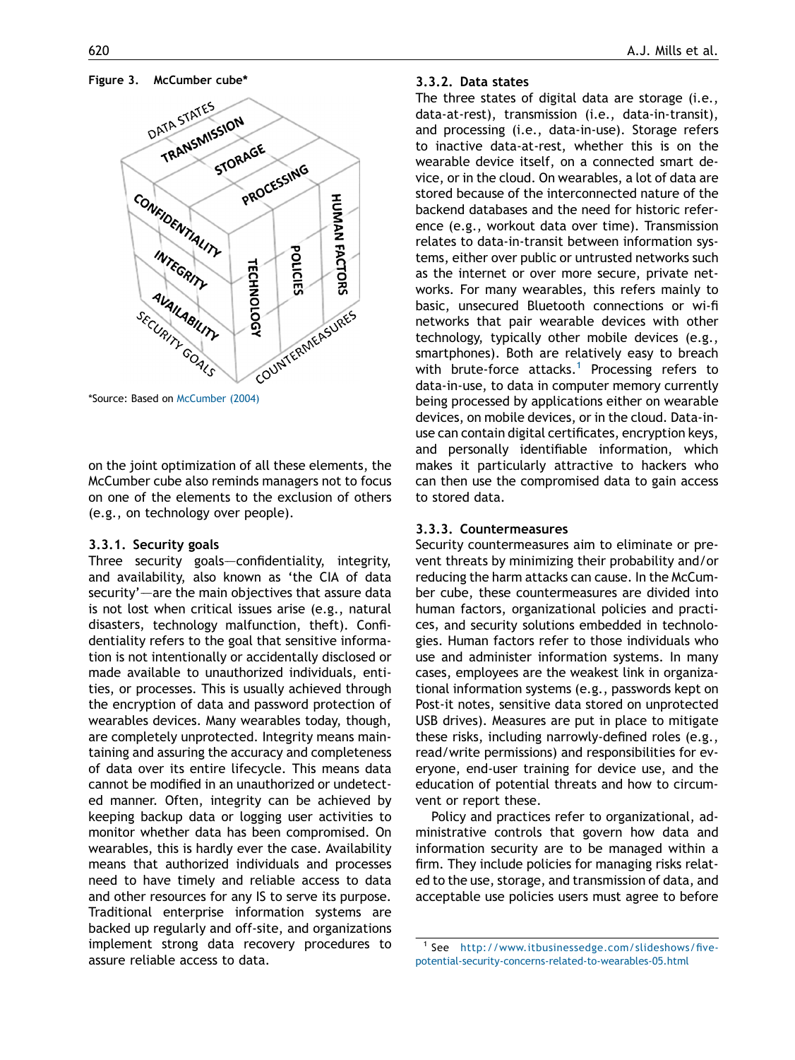Figure 3. McCumber cube*

*Source: Based on McCumber (2004)

on the joint optimization of all these elements, the McCumber cube also reminds managers not to focus on one of the elements to the exclusion of others (e.g., on technology over people).

### 3.3.1. Security goals

Three security goals—confidentiality, integrity, and availability, also known as 'the CIA of data security'—are the main objectives that assure data is not lost when critical issues arise (e.g., natural disasters, technology malfunction, theft). Confidentiality refers to the goal that sensitive information is not intentionally or accidentally disclosed or made available to unauthorized individuals, entities, or processes. This is usually achieved through the encryption of data and password protection of wearables devices. Many wearables today, though, are completely unprotected. Integrity means maintaining and assuring the accuracy and completeness of data over its entire lifecycle. This means data cannot be modified in an unauthorized or undetected manner. Often, integrity can be achieved by keeping backup data or logging user activities to monitor whether data has been compromised. On wearables, this is hardly ever the case. Availability means that authorized individuals and processes need to have timely and reliable access to data and other resources for any IS to serve its purpose. Traditional enterprise information systems are backed up regularly and off-site, and organizations implement strong data recovery procedures to assure reliable access to data.

### 3.3.2. Data states

The three states of digital data are storage (i.e., data-at-rest), transmission (i.e., data-in-transit), and processing (i.e., data-in-use). Storage refers to inactive data-at-rest, whether this is on the wearable device itself, on a connected smart device, or in the cloud. On wearables, a lot of data are stored because of the interconnected nature of the backend databases and the need for historic reference (e.g., workout data over time). Transmission relates to data-in-transit between information systems, either over public or untrusted networks such as the internet or over more secure, private networks. For many wearables, this refers mainly to basic, unsecured Bluetooth connections or wi-fi networks that pair wearable devices with other technology, typically other mobile devices (e.g., smartphones). Both are relatively easy to breach with brute-force attacks.[1] Processing refers to data-in-use, to data in computer memory currently being processed by applications either on wearable devices, on mobile devices, or in the cloud. Data-in-use can contain digital certificates, encryption keys, and personally identifiable information, which makes it particularly attractive to hackers who can then use the compromised data to gain access to stored data.

### 3.3.3. Countermeasures

Security countermeasures aim to eliminate or prevent threats by minimizing their probability and/or reducing the harm attacks can cause. In the McCumber cube, these countermeasures are divided into human factors, organizational policies and practices, and security solutions embedded in technologies. Human factors refer to those individuals who use and administer information systems. In many cases, employees are the weakest link in organizational information systems (e.g., passwords kept on Post-it notes, sensitive data stored on unprotected USB drives). Measures are put in place to mitigate these risks, including narrowly-defined roles (e.g., read/write permissions) and responsibilities for everyone, end-user training for device use, and the education of potential threats and how to circumvent or report these.

Policy and practices refer to organizational, administrative controls that govern how data and information security are to be managed within a firm. They include policies for managing risks related to the use, storage, and transmission of data, and acceptable use policies users must agree to before

[1] See http://www.itbusinessedge.com/slideshows/five-potential-security-concerns-related-to-wearables-05.html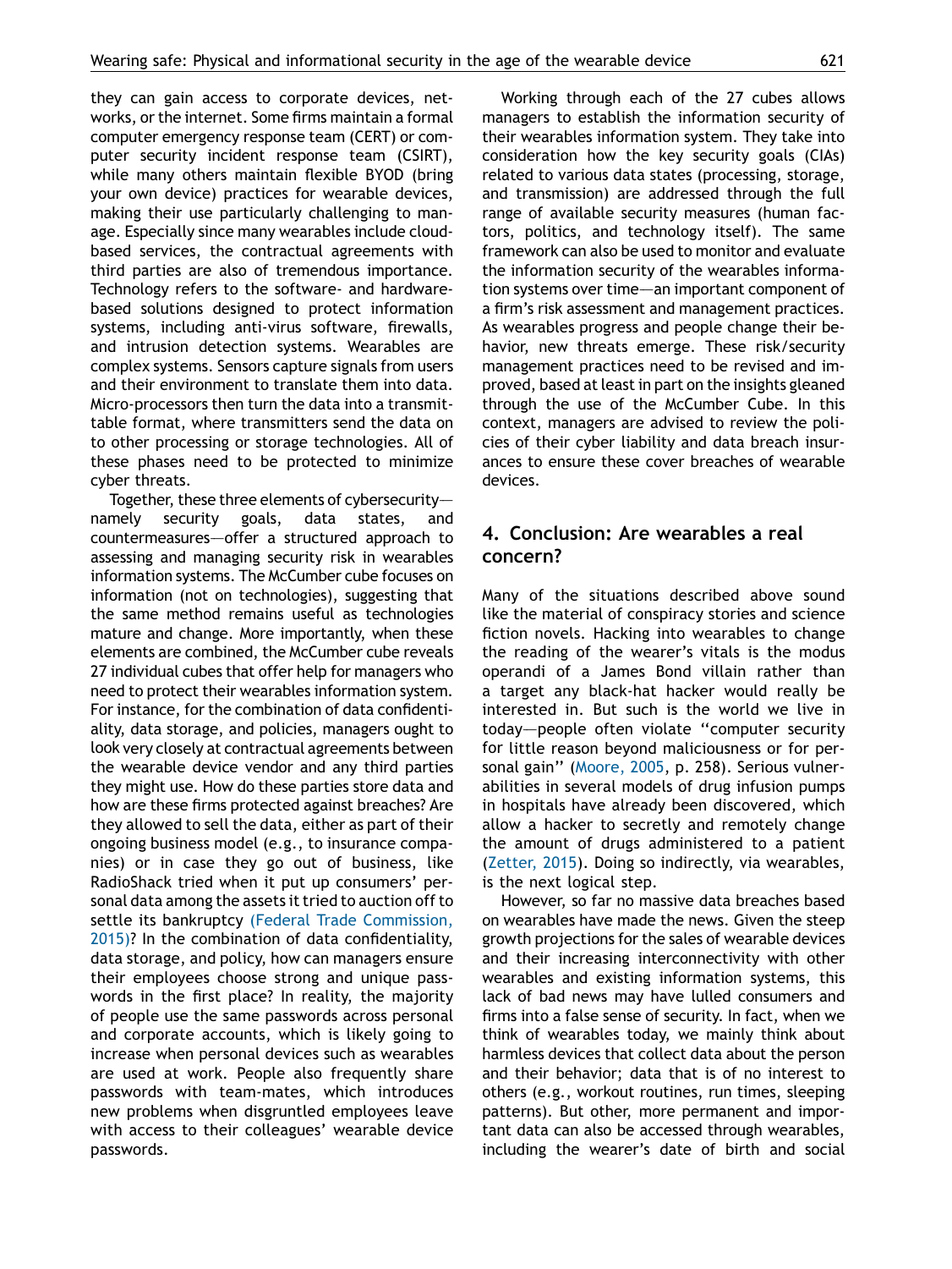they can gain access to corporate devices, networks, or the internet. Some firms maintain a formal computer emergency response team (CERT) or computer security incident response team (CSIRT), while many others maintain flexible BYOD (bring your own device) practices for wearable devices, making their use particularly challenging to manage. Especially since many wearables include cloud-based services, the contractual agreements with third parties are also of tremendous importance. Technology refers to the software- and hardware-based solutions designed to protect information systems, including anti-virus software, firewalls, and intrusion detection systems. Wearables are complex systems. Sensors capture signals from users and their environment to translate them into data. Micro-processors then turn the data into a transmittable format, where transmitters send the data on to other processing or storage technologies. All of these phases need to be protected to minimize cyber threats.

Together, these three elements of cybersecurity—namely security goals, data states, and countermeasures—offer a structured approach to assessing and managing security risk in wearables information systems. The McCumber cube focuses on information (not on technologies), suggesting that the same method remains useful as technologies mature and change. More importantly, when these elements are combined, the McCumber cube reveals 27 individual cubes that offer help for managers who need to protect their wearables information system. For instance, for the combination of data confidentiality, data storage, and policies, managers ought to look very closely at contractual agreements between the wearable device vendor and any third parties they might use. How do these parties store data and how are these firms protected against breaches? Are they allowed to sell the data, either as part of their ongoing business model (e.g., to insurance companies) or in case they go out of business, like RadioShack tried when it put up consumers' personal data among the assets it tried to auction off to settle its bankruptcy (Federal Trade Commission, 2015)? In the combination of data confidentiality, data storage, and policy, how can managers ensure their employees choose strong and unique passwords in the first place? In reality, the majority of people use the same passwords across personal and corporate accounts, which is likely going to increase when personal devices such as wearables are used at work. People also frequently share passwords with team-mates, which introduces new problems when disgruntled employees leave with access to their colleagues' wearable device passwords.

Working through each of the 27 cubes allows managers to establish the information security of their wearables information system. They take into consideration how the key security goals (CIAs) related to various data states (processing, storage, and transmission) are addressed through the full range of available security measures (human factors, politics, and technology itself). The same framework can also be used to monitor and evaluate the information security of the wearables information systems over time—an important component of a firm's risk assessment and management practices. As wearables progress and people change their behavior, new threats emerge. These risk/security management practices need to be revised and improved, based at least in part on the insights gleaned through the use of the McCumber Cube. In this context, managers are advised to review the policies of their cyber liability and data breach insurances to ensure these cover breaches of wearable devices.

## 4. Conclusion: Are wearables a real concern?

Many of the situations described above sound like the material of conspiracy stories and science fiction novels. Hacking into wearables to change the reading of the wearer's vitals is the modus operandi of a James Bond villain rather than a target any black-hat hacker would really be interested in. But such is the world we live in today—people often violate "computer security for little reason beyond maliciousness or for personal gain" (Moore, 2005, p. 258). Serious vulnerabilities in several models of drug infusion pumps in hospitals have already been discovered, which allow a hacker to secretly and remotely change the amount of drugs administered to a patient (Zetter, 2015). Doing so indirectly, via wearables, is the next logical step.

However, so far no massive data breaches based on wearables have made the news. Given the steep growth projections for the sales of wearable devices and their increasing interconnectivity with other wearables and existing information systems, this lack of bad news may have lulled consumers and firms into a false sense of security. In fact, when we think of wearables today, we mainly think about harmless devices that collect data about the person and their behavior; data that is of no interest to others (e.g., workout routines, run times, sleeping patterns). But other, more permanent and important data can also be accessed through wearables, including the wearer's date of birth and social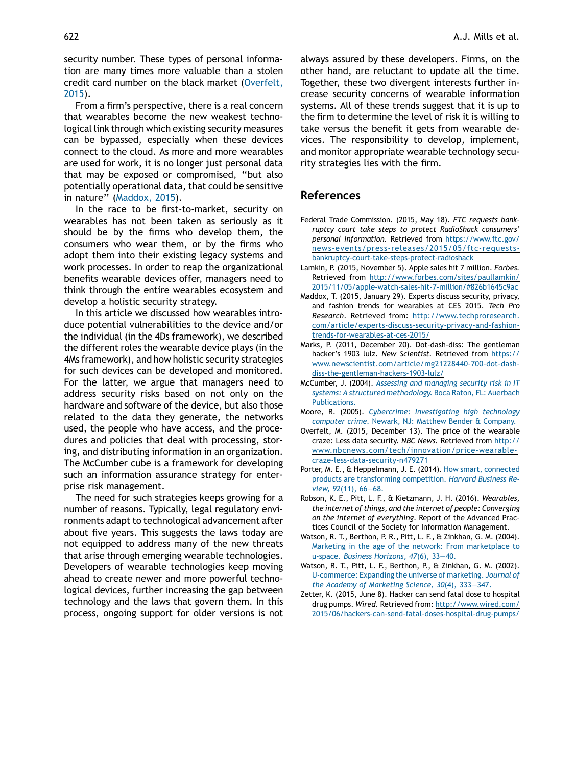security number. These types of personal information are many times more valuable than a stolen credit card number on the black market (Overfelt, 2015).

From a firm's perspective, there is a real concern that wearables become the new weakest technological link through which existing security measures can be bypassed, especially when these devices connect to the cloud. As more and more wearables are used for work, it is no longer just personal data that may be exposed or compromised, "but also potentially operational data, that could be sensitive in nature" (Maddox, 2015).

In the race to be first-to-market, security on wearables has not been taken as seriously as it should be by the firms who develop them, the consumers who wear them, or by the firms who adopt them into their existing legacy systems and work processes. In order to reap the organizational benefits wearable devices offer, managers need to think through the entire wearables ecosystem and develop a holistic security strategy.

In this article we discussed how wearables introduce potential vulnerabilities to the device and/or the individual (in the 4Ds framework), we described the different roles the wearable device plays (in the 4Ms framework), and how holistic security strategies for such devices can be developed and monitored. For the latter, we argue that managers need to address security risks based on not only on the hardware and software of the device, but also those related to the data they generate, the networks used, the people who have access, and the procedures and policies that deal with processing, storing, and distributing information in an organization. The McCumber cube is a framework for developing such an information assurance strategy for enterprise risk management.

The need for such strategies keeps growing for a number of reasons. Typically, legal regulatory environments adapt to technological advancement after about five years. This suggests the laws today are not equipped to address many of the new threats that arise through emerging wearable technologies. Developers of wearable technologies keep moving ahead to create newer and more powerful technological devices, further increasing the gap between technology and the laws that govern them. In this process, ongoing support for older versions is not always assured by these developers. Firms, on the other hand, are reluctant to update all the time. Together, these two divergent interests further increase security concerns of wearable information systems. All of these trends suggest that it is up to the firm to determine the level of risk it is willing to take versus the benefit it gets from wearable devices. The responsibility to develop, implement, and monitor appropriate wearable technology security strategies lies with the firm.

## References

Federal Trade Commission. (2015, May 18). *FTC requests bankruptcy court take steps to protect RadioShack consumers' personal information.* Retrieved from https://www.ftc.gov/news-events/press-releases/2015/05/ftc-requests-bankruptcy-court-take-steps-protect-radioshack

Lamkin, P. (2015, November 5). Apple sales hit 7 million. *Forbes.* Retrieved from http://www.forbes.com/sites/paullamkin/2015/11/05/apple-watch-sales-hit-7-million/#826b1645c9ac

Maddox, T. (2015, January 29). Experts discuss security, privacy, and fashion trends for wearables at CES 2015. *Tech Pro Research.* Retrieved from: http://www.techproresearch.com/article/experts-discuss-security-privacy-and-fashion-trends-for-wearables-at-ces-2015/

Marks, P. (2011, December 20). Dot-dash-diss: The gentleman hacker's 1903 lulz. *New Scientist.* Retrieved from https://www.newscientist.com/article/mg21228440-700-dot-dash-diss-the-gentleman-hackers-1903-lulz/

McCumber, J. (2004). *Assessing and managing security risk in IT systems: A structured methodology.* Boca Raton, FL: Auerbach Publications.

Moore, R. (2005). *Cybercrime: Investigating high technology computer crime.* Newark, NJ: Matthew Bender & Company.

Overfelt, M. (2015, December 13). The price of the wearable craze: Less data security. *NBC News.* Retrieved from http://www.nbcnews.com/tech/innovation/price-wearable-craze-less-data-security-n479271

Porter, M. E., & Heppelmann, J. E. (2014). How smart, connected products are transforming competition. *Harvard Business Review, 92*(11), 66—68.

Robson, K. E., Pitt, L. F., & Kietzmann, J. H. (2016). *Wearables, the internet of things, and the internet of people: Converging on the internet of everything.* Report of the Advanced Practices Council of the Society for Information Management.

Watson, R. T., Berthon, P. R., Pitt, L. F., & Zinkhan, G. M. (2004). Marketing in the age of the network: From marketplace to u-space. *Business Horizons, 47*(6), 33—40.

Watson, R. T., Pitt, L. F., Berthon, P., & Zinkhan, G. M. (2002). U-commerce: Expanding the universe of marketing. *Journal of the Academy of Marketing Science, 30*(4), 333—347.

Zetter, K. (2015, June 8). Hacker can send fatal dose to hospital drug pumps. *Wired.* Retrieved from: http://www.wired.com/2015/06/hackers-can-send-fatal-doses-hospital-drug-pumps/